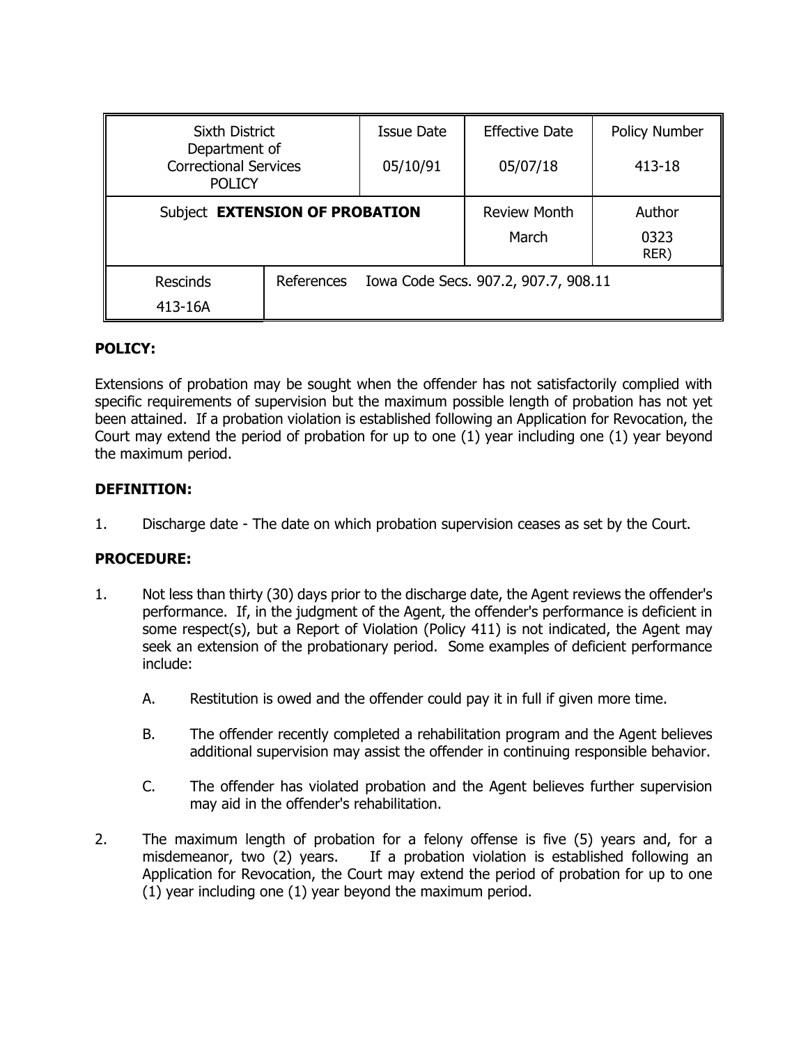| Sixth District Department of Correctional Services POLICY | | Issue Date 05/10/91 | Effective Date 05/07/18 | Policy Number 413-18 |
|---|---|---|---|---|
| Subject **EXTENSION OF PROBATION** | | | Review Month March | Author 0323 RER) |
| Rescinds 413-16A | References Iowa Code Secs. 907.2, 907.7, 908.11 | | | |

**POLICY:**

Extensions of probation may be sought when the offender has not satisfactorily complied with specific requirements of supervision but the maximum possible length of probation has not yet been attained. If a probation violation is established following an Application for Revocation, the Court may extend the period of probation for up to one (1) year including one (1) year beyond the maximum period.

**DEFINITION:**

1. Discharge date - The date on which probation supervision ceases as set by the Court.

**PROCEDURE:**

1. Not less than thirty (30) days prior to the discharge date, the Agent reviews the offender's performance. If, in the judgment of the Agent, the offender's performance is deficient in some respect(s), but a Report of Violation (Policy 411) is not indicated, the Agent may seek an extension of the probationary period. Some examples of deficient performance include:

   A. Restitution is owed and the offender could pay it in full if given more time.

   B. The offender recently completed a rehabilitation program and the Agent believes additional supervision may assist the offender in continuing responsible behavior.

   C. The offender has violated probation and the Agent believes further supervision may aid in the offender's rehabilitation.

2. The maximum length of probation for a felony offense is five (5) years and, for a misdemeanor, two (2) years. If a probation violation is established following an Application for Revocation, the Court may extend the period of probation for up to one (1) year including one (1) year beyond the maximum period.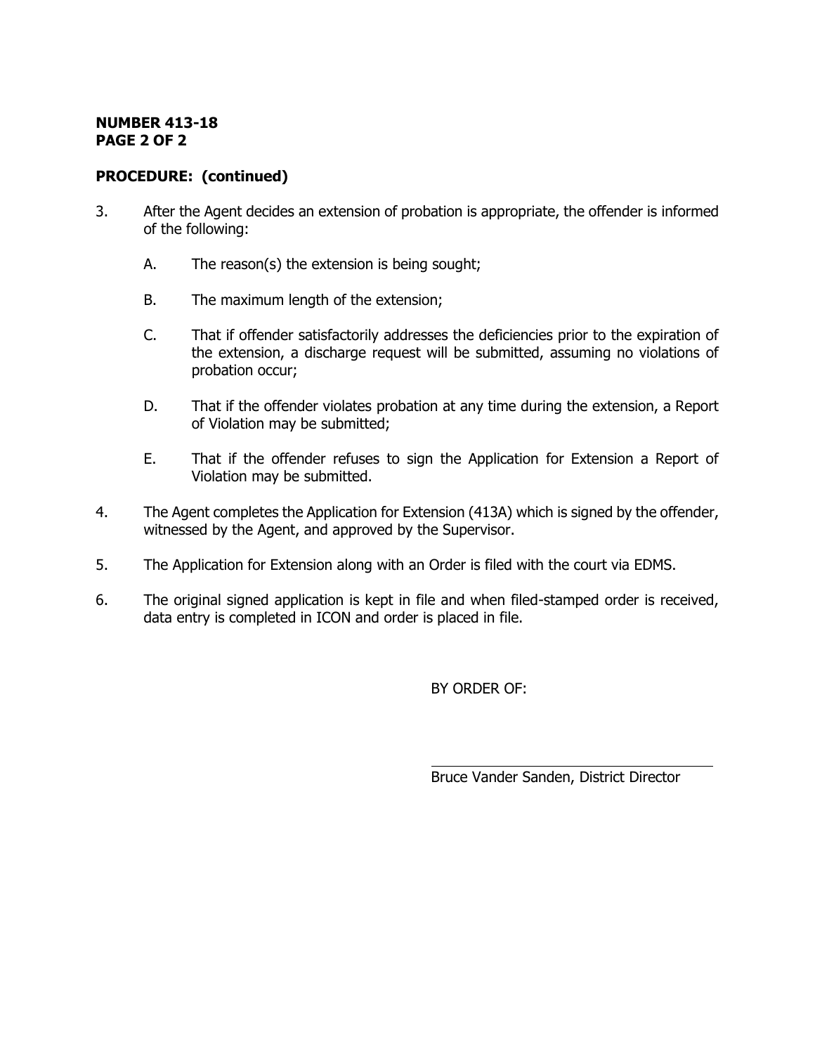**NUMBER 413-18**

**PROCEDURE: (continued)**

3. After the Agent decides an extension of probation is appropriate, the offender is informed of the following:

   A. The reason(s) the extension is being sought;

   B. The maximum length of the extension;

   C. That if offender satisfactorily addresses the deficiencies prior to the expiration of the extension, a discharge request will be submitted, assuming no violations of probation occur;

   D. That if the offender violates probation at any time during the extension, a Report of Violation may be submitted;

   E. That if the offender refuses to sign the Application for Extension a Report of Violation may be submitted.

4. The Agent completes the Application for Extension (413A) which is signed by the offender, witnessed by the Agent, and approved by the Supervisor.

5. The Application for Extension along with an Order is filed with the court via EDMS.

6. The original signed application is kept in file and when filed-stamped order is received, data entry is completed in ICON and order is placed in file.

BY ORDER OF:

Bruce Vander Sanden, District Director